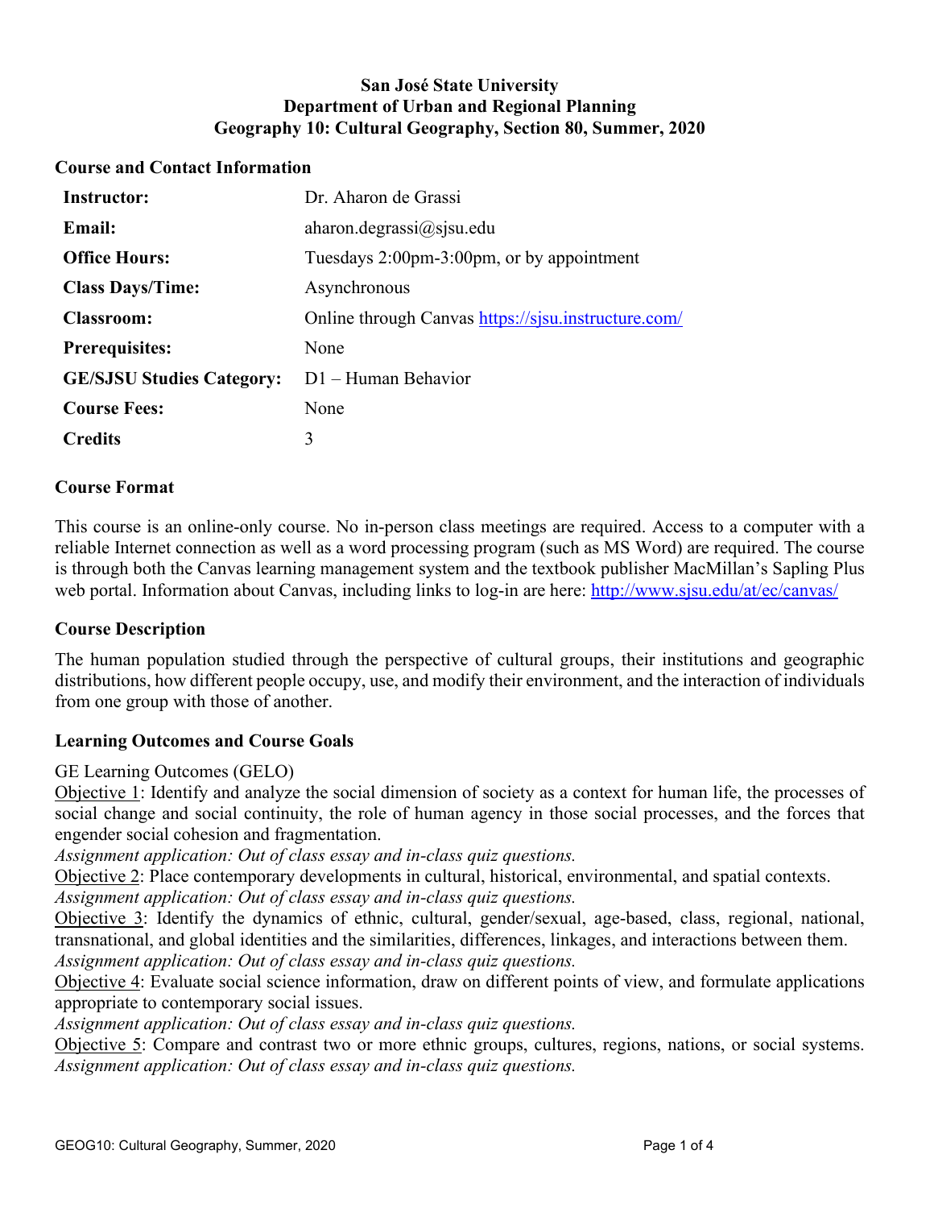**San José State University**
**Department of Urban and Regional Planning**
**Geography 10: Cultural Geography, Section 80, Summer, 2020**

## Course and Contact Information

| | |
|---|---|
| **Instructor:** | Dr. Aharon de Grassi |
| **Email:** | aharon.degrassi@sjsu.edu |
| **Office Hours:** | Tuesdays 2:00pm-3:00pm, or by appointment |
| **Class Days/Time:** | Asynchronous |
| **Classroom:** | Online through Canvas https://sjsu.instructure.com/ |
| **Prerequisites:** | None |
| **GE/SJSU Studies Category:** | D1 – Human Behavior |
| **Course Fees:** | None |
| **Credits** | 3 |

## Course Format

This course is an online-only course. No in-person class meetings are required. Access to a computer with a reliable Internet connection as well as a word processing program (such as MS Word) are required. The course is through both the Canvas learning management system and the textbook publisher MacMillan's Sapling Plus web portal. Information about Canvas, including links to log-in are here: http://www.sjsu.edu/at/ec/canvas/

## Course Description

The human population studied through the perspective of cultural groups, their institutions and geographic distributions, how different people occupy, use, and modify their environment, and the interaction of individuals from one group with those of another.

## Learning Outcomes and Course Goals

GE Learning Outcomes (GELO)

Objective 1: Identify and analyze the social dimension of society as a context for human life, the processes of social change and social continuity, the role of human agency in those social processes, and the forces that engender social cohesion and fragmentation.
*Assignment application: Out of class essay and in-class quiz questions.*

Objective 2: Place contemporary developments in cultural, historical, environmental, and spatial contexts.
*Assignment application: Out of class essay and in-class quiz questions.*

Objective 3: Identify the dynamics of ethnic, cultural, gender/sexual, age-based, class, regional, national, transnational, and global identities and the similarities, differences, linkages, and interactions between them.
*Assignment application: Out of class essay and in-class quiz questions.*

Objective 4: Evaluate social science information, draw on different points of view, and formulate applications appropriate to contemporary social issues.
*Assignment application: Out of class essay and in-class quiz questions.*

Objective 5: Compare and contrast two or more ethnic groups, cultures, regions, nations, or social systems.
*Assignment application: Out of class essay and in-class quiz questions.*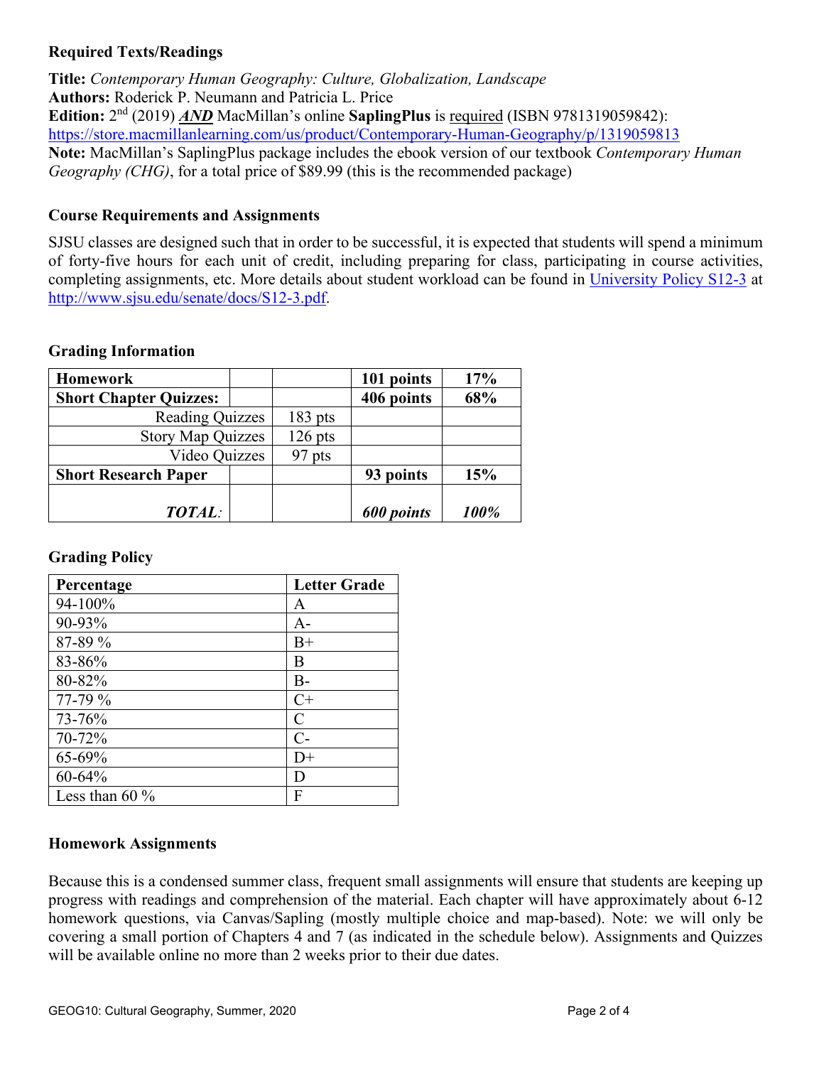### Required Texts/Readings

**Title:** *Contemporary Human Geography: Culture, Globalization, Landscape*
**Authors:** Roderick P. Neumann and Patricia L. Price
**Edition:** 2nd (2019) ***AND*** MacMillan's online **SaplingPlus** is required (ISBN 9781319059842): https://store.macmillanlearning.com/us/product/Contemporary-Human-Geography/p/1319059813
**Note:** MacMillan's SaplingPlus package includes the ebook version of our textbook *Contemporary Human Geography (CHG)*, for a total price of $89.99 (this is the recommended package)

### Course Requirements and Assignments

SJSU classes are designed such that in order to be successful, it is expected that students will spend a minimum of forty-five hours for each unit of credit, including preparing for class, participating in course activities, completing assignments, etc. More details about student workload can be found in University Policy S12-3 at http://www.sjsu.edu/senate/docs/S12-3.pdf.

### Grading Information

| **Homework** | | | **101 points** | **17%** |
|---|---|---|---|---|
| **Short Chapter Quizzes:** | | | **406 points** | **68%** |
| Reading Quizzes | | 183 pts | | |
| Story Map Quizzes | | 126 pts | | |
| Video Quizzes | | 97 pts | | |
| **Short Research Paper** | | | **93 points** | **15%** |
| ***TOTAL:*** | | | ***600 points*** | ***100%*** |

### Grading Policy

| Percentage | Letter Grade |
|---|---|
| 94-100% | A |
| 90-93% | A- |
| 87-89 % | B+ |
| 83-86% | B |
| 80-82% | B- |
| 77-79 % | C+ |
| 73-76% | C |
| 70-72% | C- |
| 65-69% | D+ |
| 60-64% | D |
| Less than 60 % | F |

### Homework Assignments

Because this is a condensed summer class, frequent small assignments will ensure that students are keeping up progress with readings and comprehension of the material. Each chapter will have approximately about 6-12 homework questions, via Canvas/Sapling (mostly multiple choice and map-based). Note: we will only be covering a small portion of Chapters 4 and 7 (as indicated in the schedule below). Assignments and Quizzes will be available online no more than 2 weeks prior to their due dates.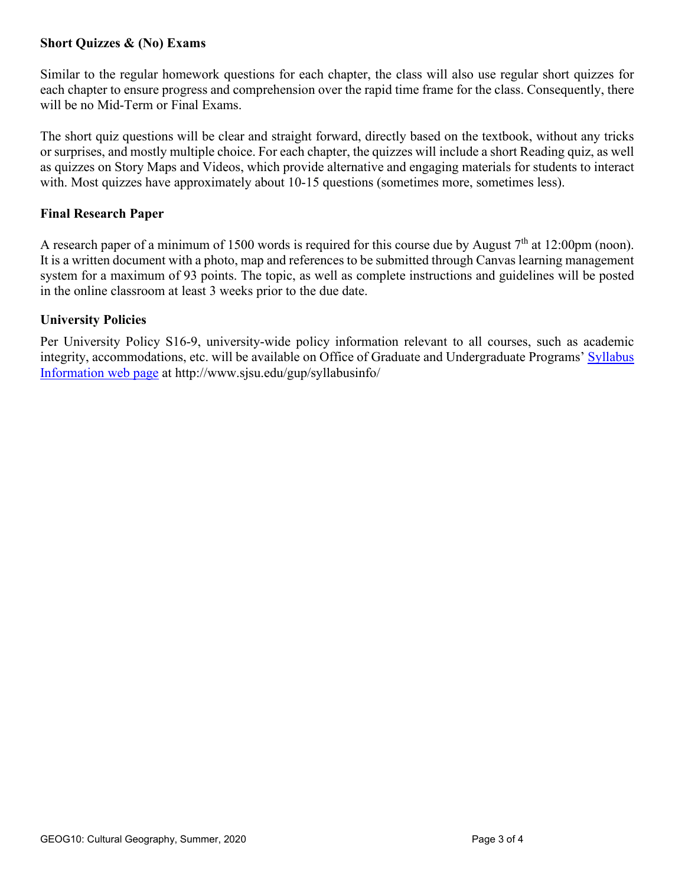### Short Quizzes & (No) Exams

Similar to the regular homework questions for each chapter, the class will also use regular short quizzes for each chapter to ensure progress and comprehension over the rapid time frame for the class. Consequently, there will be no Mid-Term or Final Exams.

The short quiz questions will be clear and straight forward, directly based on the textbook, without any tricks or surprises, and mostly multiple choice. For each chapter, the quizzes will include a short Reading quiz, as well as quizzes on Story Maps and Videos, which provide alternative and engaging materials for students to interact with. Most quizzes have approximately about 10-15 questions (sometimes more, sometimes less).

### Final Research Paper

A research paper of a minimum of 1500 words is required for this course due by August 7th at 12:00pm (noon). It is a written document with a photo, map and references to be submitted through Canvas learning management system for a maximum of 93 points. The topic, as well as complete instructions and guidelines will be posted in the online classroom at least 3 weeks prior to the due date.

### University Policies

Per University Policy S16-9, university-wide policy information relevant to all courses, such as academic integrity, accommodations, etc. will be available on Office of Graduate and Undergraduate Programs' [Syllabus Information web page](http://www.sjsu.edu/gup/syllabusinfo/) at http://www.sjsu.edu/gup/syllabusinfo/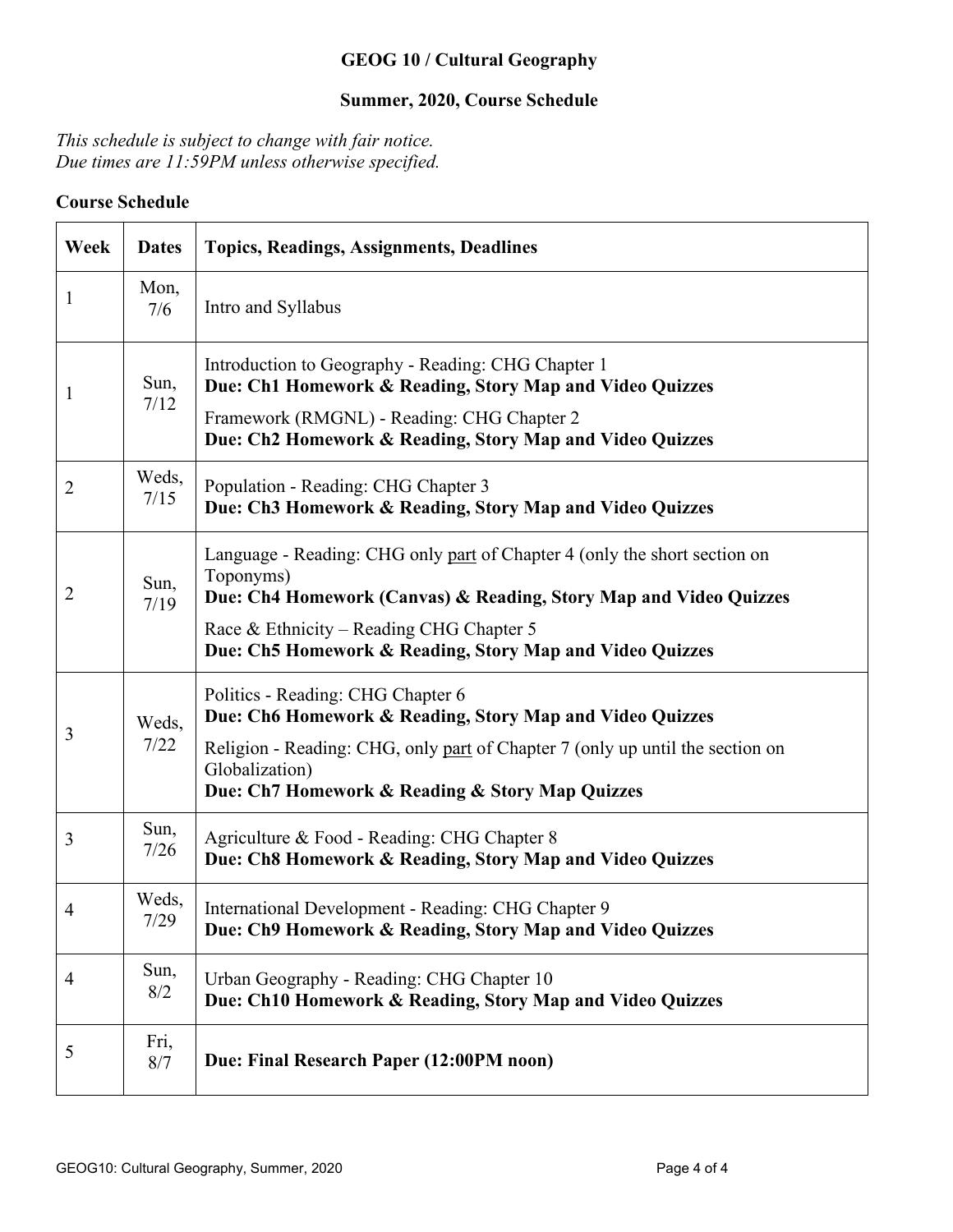**GEOG 10 / Cultural Geography**

**Summer, 2020, Course Schedule**

*This schedule is subject to change with fair notice.*
*Due times are 11:59PM unless otherwise specified.*

**Course Schedule**

| Week | Dates | Topics, Readings, Assignments, Deadlines |
|---|---|---|
| 1 | Mon, 7/6 | Intro and Syllabus |
| 1 | Sun, 7/12 | Introduction to Geography - Reading: CHG Chapter 1<br>**Due: Ch1 Homework & Reading, Story Map and Video Quizzes**<br>Framework (RMGNL) - Reading: CHG Chapter 2<br>**Due: Ch2 Homework & Reading, Story Map and Video Quizzes** |
| 2 | Weds, 7/15 | Population - Reading: CHG Chapter 3<br>**Due: Ch3 Homework & Reading, Story Map and Video Quizzes** |
| 2 | Sun, 7/19 | Language - Reading: CHG only <u>part</u> of Chapter 4 (only the short section on Toponyms)<br>**Due: Ch4 Homework (Canvas) & Reading, Story Map and Video Quizzes**<br>Race & Ethnicity – Reading CHG Chapter 5<br>**Due: Ch5 Homework & Reading, Story Map and Video Quizzes** |
| 3 | Weds, 7/22 | Politics - Reading: CHG Chapter 6<br>**Due: Ch6 Homework & Reading, Story Map and Video Quizzes**<br>Religion - Reading: CHG, only <u>part</u> of Chapter 7 (only up until the section on Globalization)<br>**Due: Ch7 Homework & Reading & Story Map Quizzes** |
| 3 | Sun, 7/26 | Agriculture & Food - Reading: CHG Chapter 8<br>**Due: Ch8 Homework & Reading, Story Map and Video Quizzes** |
| 4 | Weds, 7/29 | International Development - Reading: CHG Chapter 9<br>**Due: Ch9 Homework & Reading, Story Map and Video Quizzes** |
| 4 | Sun, 8/2 | Urban Geography - Reading: CHG Chapter 10<br>**Due: Ch10 Homework & Reading, Story Map and Video Quizzes** |
| 5 | Fri, 8/7 | **Due: Final Research Paper (12:00PM noon)** |